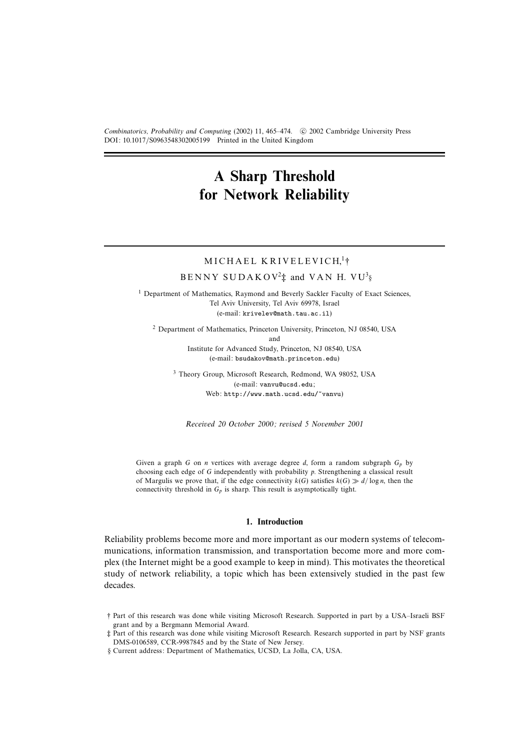# A Sharp Threshold for Network Reliability

MICHAEL KRIVELEVICH,[1]† BENNY SUDAKOV[2]‡ and VAN H. VU[3]§

[1] Department of Mathematics, Raymond and Beverly Sackler Faculty of Exact Sciences, Tel Aviv University, Tel Aviv 69978, Israel
(e-mail: krivelev@math.tau.ac.il)

[2] Department of Mathematics, Princeton University, Princeton, NJ 08540, USA
and
Institute for Advanced Study, Princeton, NJ 08540, USA
(e-mail: bsudakov@math.princeton.edu)

[3] Theory Group, Microsoft Research, Redmond, WA 98052, USA
(e-mail: vanvu@ucsd.edu;
Web: http://www.math.ucsd.edu/~vanvu)

*Received 20 October 2000; revised 5 November 2001*

Given a graph $G$ on $n$ vertices with average degree $d$, form a random subgraph $G_p$ by choosing each edge of $G$ independently with probability $p$. Strengthening a classical result of Margulis we prove that, if the edge connectivity $k(G)$ satisfies $k(G) \gg d/\log n$, then the connectivity threshold in $G_p$ is sharp. This result is asymptotically tight.

## 1. Introduction

Reliability problems become more and more important as our modern systems of telecommunications, information transmission, and transportation become more and more complex (the Internet might be a good example to keep in mind). This motivates the theoretical study of network reliability, a topic which has been extensively studied in the past few decades.

† Part of this research was done while visiting Microsoft Research. Supported in part by a USA–Israeli BSF grant and by a Bergmann Memorial Award.

‡ Part of this research was done while visiting Microsoft Research. Research supported in part by NSF grants DMS-0106589, CCR-9987845 and by the State of New Jersey.

§ Current address: Department of Mathematics, UCSD, La Jolla, CA, USA.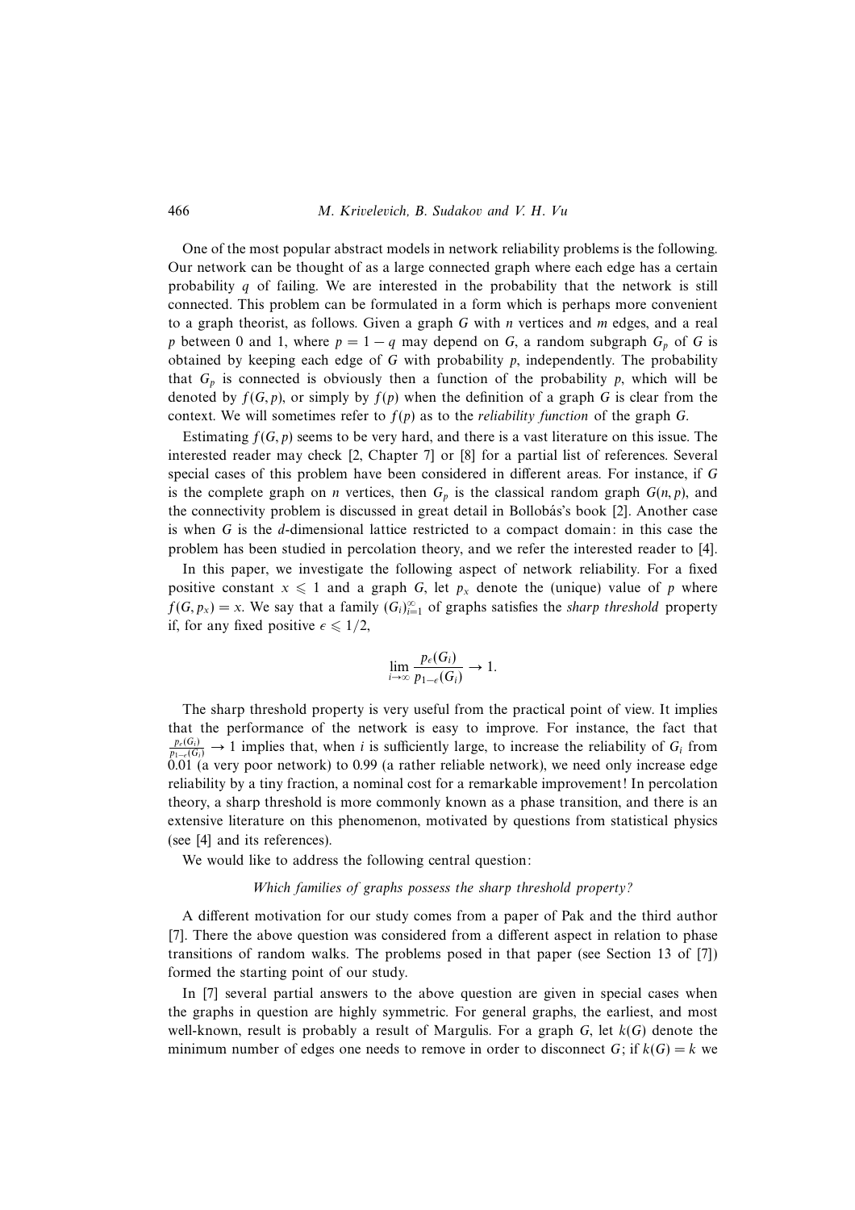One of the most popular abstract models in network reliability problems is the following. Our network can be thought of as a large connected graph where each edge has a certain probability $q$ of failing. We are interested in the probability that the network is still connected. This problem can be formulated in a form which is perhaps more convenient to a graph theorist, as follows. Given a graph $G$ with $n$ vertices and $m$ edges, and a real $p$ between 0 and 1, where $p = 1 - q$ may depend on $G$, a random subgraph $G_p$ of $G$ is obtained by keeping each edge of $G$ with probability $p$, independently. The probability that $G_p$ is connected is obviously then a function of the probability $p$, which will be denoted by $f(G, p)$, or simply by $f(p)$ when the definition of a graph $G$ is clear from the context. We will sometimes refer to $f(p)$ as to the *reliability function* of the graph $G$.

Estimating $f(G, p)$ seems to be very hard, and there is a vast literature on this issue. The interested reader may check [2, Chapter 7] or [8] for a partial list of references. Several special cases of this problem have been considered in different areas. For instance, if $G$ is the complete graph on $n$ vertices, then $G_p$ is the classical random graph $G(n, p)$, and the connectivity problem is discussed in great detail in Bollobás's book [2]. Another case is when $G$ is the $d$-dimensional lattice restricted to a compact domain: in this case the problem has been studied in percolation theory, and we refer the interested reader to [4].

In this paper, we investigate the following aspect of network reliability. For a fixed positive constant $x \leqslant 1$ and a graph $G$, let $p_x$ denote the (unique) value of $p$ where $f(G, p_x) = x$. We say that a family $(G_i)_{i=1}^{\infty}$ of graphs satisfies the *sharp threshold* property if, for any fixed positive $\epsilon \leqslant 1/2$,

$$\lim_{i \to \infty} \frac{p_\epsilon(G_i)}{p_{1-\epsilon}(G_i)} \to 1.$$

The sharp threshold property is very useful from the practical point of view. It implies that the performance of the network is easy to improve. For instance, the fact that $\frac{p_\epsilon(G_i)}{p_{1-\epsilon}(G_i)} \to 1$ implies that, when $i$ is sufficiently large, to increase the reliability of $G_i$ from 0.01 (a very poor network) to 0.99 (a rather reliable network), we need only increase edge reliability by a tiny fraction, a nominal cost for a remarkable improvement! In percolation theory, a sharp threshold is more commonly known as a phase transition, and there is an extensive literature on this phenomenon, motivated by questions from statistical physics (see [4] and its references).

We would like to address the following central question:

*Which families of graphs possess the sharp threshold property?*

A different motivation for our study comes from a paper of Pak and the third author [7]. There the above question was considered from a different aspect in relation to phase transitions of random walks. The problems posed in that paper (see Section 13 of [7]) formed the starting point of our study.

In [7] several partial answers to the above question are given in special cases when the graphs in question are highly symmetric. For general graphs, the earliest, and most well-known, result is probably a result of Margulis. For a graph $G$, let $k(G)$ denote the minimum number of edges one needs to remove in order to disconnect $G$; if $k(G) = k$ we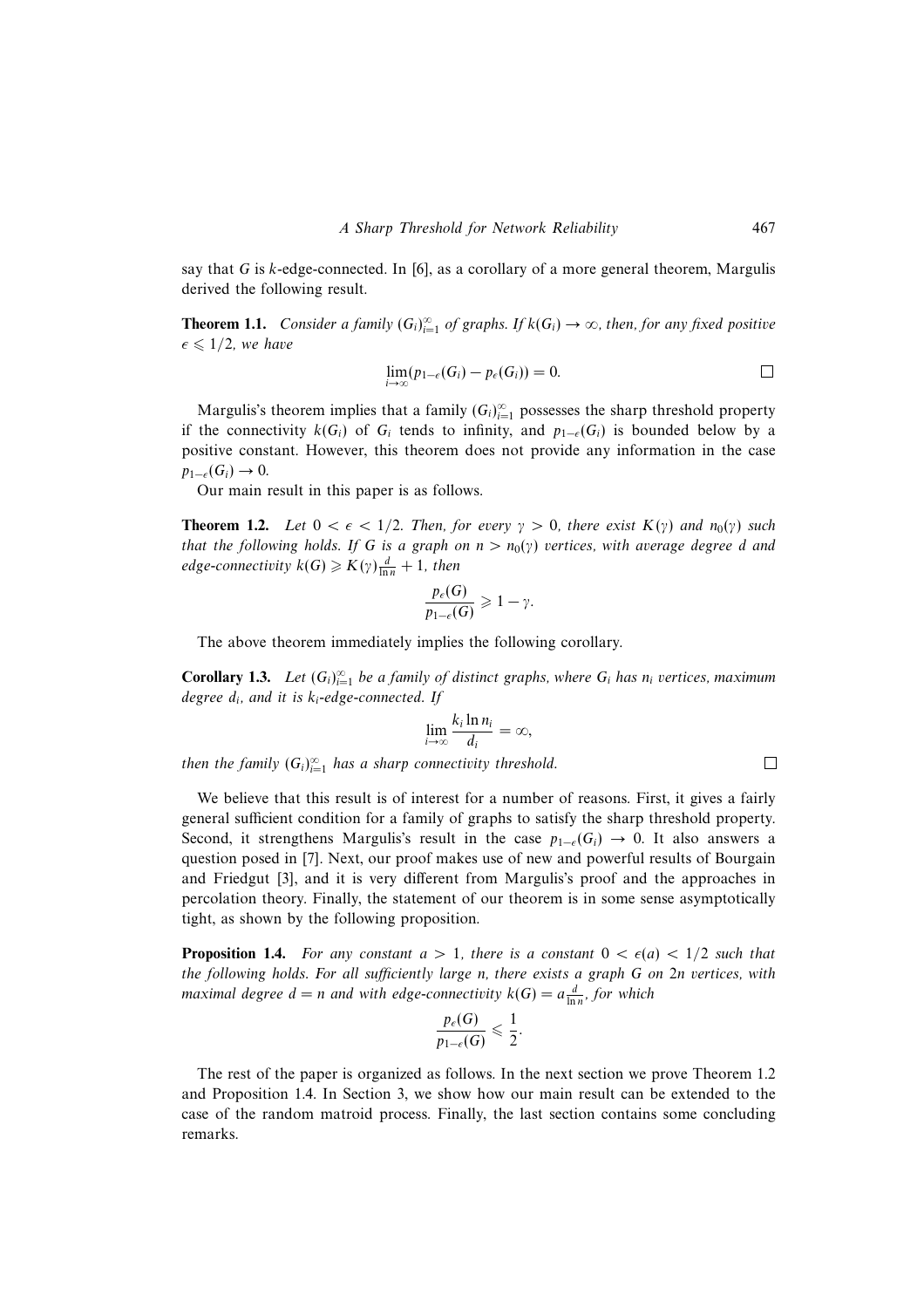say that $G$ is $k$-edge-connected. In [6], as a corollary of a more general theorem, Margulis derived the following result.

**Theorem 1.1.** *Consider a family $(G_i)_{i=1}^{\infty}$ of graphs. If $k(G_i) \to \infty$, then, for any fixed positive $\epsilon \leqslant 1/2$, we have*

$$\lim_{i\to\infty}(p_{1-\epsilon}(G_i) - p_\epsilon(G_i)) = 0. \qquad \square$$

Margulis's theorem implies that a family $(G_i)_{i=1}^{\infty}$ possesses the sharp threshold property if the connectivity $k(G_i)$ of $G_i$ tends to infinity, and $p_{1-\epsilon}(G_i)$ is bounded below by a positive constant. However, this theorem does not provide any information in the case $p_{1-\epsilon}(G_i) \to 0$.

Our main result in this paper is as follows.

**Theorem 1.2.** *Let $0 < \epsilon < 1/2$. Then, for every $\gamma > 0$, there exist $K(\gamma)$ and $n_0(\gamma)$ such that the following holds. If $G$ is a graph on $n > n_0(\gamma)$ vertices, with average degree $d$ and edge-connectivity $k(G) \geqslant K(\gamma)\frac{d}{\ln n} + 1$, then*

$$\frac{p_\epsilon(G)}{p_{1-\epsilon}(G)} \geqslant 1 - \gamma.$$

The above theorem immediately implies the following corollary.

**Corollary 1.3.** *Let $(G_i)_{i=1}^{\infty}$ be a family of distinct graphs, where $G_i$ has $n_i$ vertices, maximum degree $d_i$, and it is $k_i$-edge-connected. If*

$$\lim_{i\to\infty} \frac{k_i \ln n_i}{d_i} = \infty,$$

*then the family $(G_i)_{i=1}^{\infty}$ has a sharp connectivity threshold.* $\square$

We believe that this result is of interest for a number of reasons. First, it gives a fairly general sufficient condition for a family of graphs to satisfy the sharp threshold property. Second, it strengthens Margulis's result in the case $p_{1-\epsilon}(G_i) \to 0$. It also answers a question posed in [7]. Next, our proof makes use of new and powerful results of Bourgain and Friedgut [3], and it is very different from Margulis's proof and the approaches in percolation theory. Finally, the statement of our theorem is in some sense asymptotically tight, as shown by the following proposition.

**Proposition 1.4.** *For any constant $a > 1$, there is a constant $0 < \epsilon(a) < 1/2$ such that the following holds. For all sufficiently large $n$, there exists a graph $G$ on $2n$ vertices, with maximal degree $d = n$ and with edge-connectivity $k(G) = a\frac{d}{\ln n}$, for which*

$$\frac{p_\epsilon(G)}{p_{1-\epsilon}(G)} \leqslant \frac{1}{2}.$$

The rest of the paper is organized as follows. In the next section we prove Theorem 1.2 and Proposition 1.4. In Section 3, we show how our main result can be extended to the case of the random matroid process. Finally, the last section contains some concluding remarks.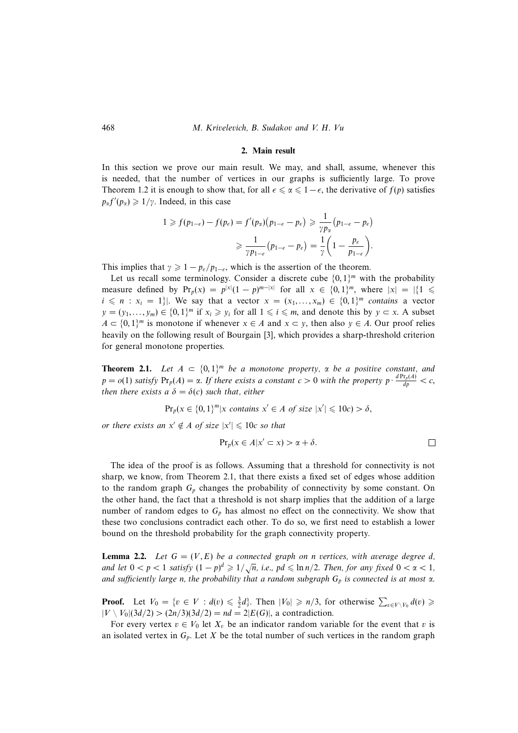## 2. Main result

In this section we prove our main result. We may, and shall, assume, whenever this is needed, that the number of vertices in our graphs is sufficiently large. To prove Theorem 1.2 it is enough to show that, for all $\epsilon \leqslant \alpha \leqslant 1-\epsilon$, the derivative of $f(p)$ satisfies $p_\alpha f'(p_\alpha) \geqslant 1/\gamma$. Indeed, in this case

$$1 \geqslant f(p_{1-\epsilon}) - f(p_\epsilon) = f'(p_\alpha)\big(p_{1-\epsilon} - p_\epsilon\big) \geqslant \frac{1}{\gamma p_\alpha}\big(p_{1-\epsilon} - p_\epsilon\big)$$
$$\geqslant \frac{1}{\gamma p_{1-\epsilon}}\big(p_{1-\epsilon} - p_\epsilon\big) = \frac{1}{\gamma}\left(1 - \frac{p_\epsilon}{p_{1-\epsilon}}\right).$$

This implies that $\gamma \geqslant 1 - p_\epsilon/p_{1-\epsilon}$, which is the assertion of the theorem.

Let us recall some terminology. Consider a discrete cube $\{0,1\}^m$ with the probability measure defined by $\Pr_p(x) = p^{|x|}(1-p)^{m-|x|}$ for all $x \in \{0,1\}^m$, where $|x| = |\{1 \leqslant i \leqslant n : x_i = 1\}|$. We say that a vector $x = (x_1, \ldots, x_m) \in \{0,1\}^m$ *contains* a vector $y = (y_1, \ldots, y_m) \in \{0,1\}^m$ if $x_i \geqslant y_i$ for all $1 \leqslant i \leqslant m$, and denote this by $y \subset x$. A subset $A \subset \{0,1\}^m$ is monotone if whenever $x \in A$ and $x \subset y$, then also $y \in A$. Our proof relies heavily on the following result of Bourgain [3], which provides a sharp-threshold criterion for general monotone properties.

**Theorem 2.1.** *Let $A \subset \{0,1\}^m$ be a monotone property, $\alpha$ be a positive constant, and $p = o(1)$ satisfy $\Pr_p(A) = \alpha$. If there exists a constant $c > 0$ with the property $p \cdot \frac{d\Pr_p(A)}{dp} < c$, then there exists a $\delta = \delta(c)$ such that, either*

$$\Pr_p(x \in \{0,1\}^m | x \text{ contains } x' \in A \text{ of size } |x'| \leqslant 10c) > \delta,$$

*or there exists an $x' \notin A$ of size $|x'| \leqslant 10c$ so that*

$$\Pr_p(x \in A | x' \subset x) > \alpha + \delta.$$

□

The idea of the proof is as follows. Assuming that a threshold for connectivity is not sharp, we know, from Theorem 2.1, that there exists a fixed set of edges whose addition to the random graph $G_p$ changes the probability of connectivity by some constant. On the other hand, the fact that a threshold is not sharp implies that the addition of a large number of random edges to $G_p$ has almost no effect on the connectivity. We show that these two conclusions contradict each other. To do so, we first need to establish a lower bound on the threshold probability for the graph connectivity property.

**Lemma 2.2.** *Let $G = (V, E)$ be a connected graph on $n$ vertices, with average degree $d$, and let $0 < p < 1$ satisfy $(1-p)^d \geqslant 1/\sqrt{n}$, i.e., $pd \leqslant \ln n/2$. Then, for any fixed $0 < \alpha < 1$, and sufficiently large $n$, the probability that a random subgraph $G_p$ is connected is at most $\alpha$.*

**Proof.** Let $V_0 = \{v \in V : d(v) \leqslant \frac{3}{2}d\}$. Then $|V_0| \geqslant n/3$, for otherwise $\sum_{v \in V \setminus V_0} d(v) \geqslant |V \setminus V_0|(3d/2) > (2n/3)(3d/2) = nd = 2|E(G)|$, a contradiction.

For every vertex $v \in V_0$ let $X_v$ be an indicator random variable for the event that $v$ is an isolated vertex in $G_p$. Let $X$ be the total number of such vertices in the random graph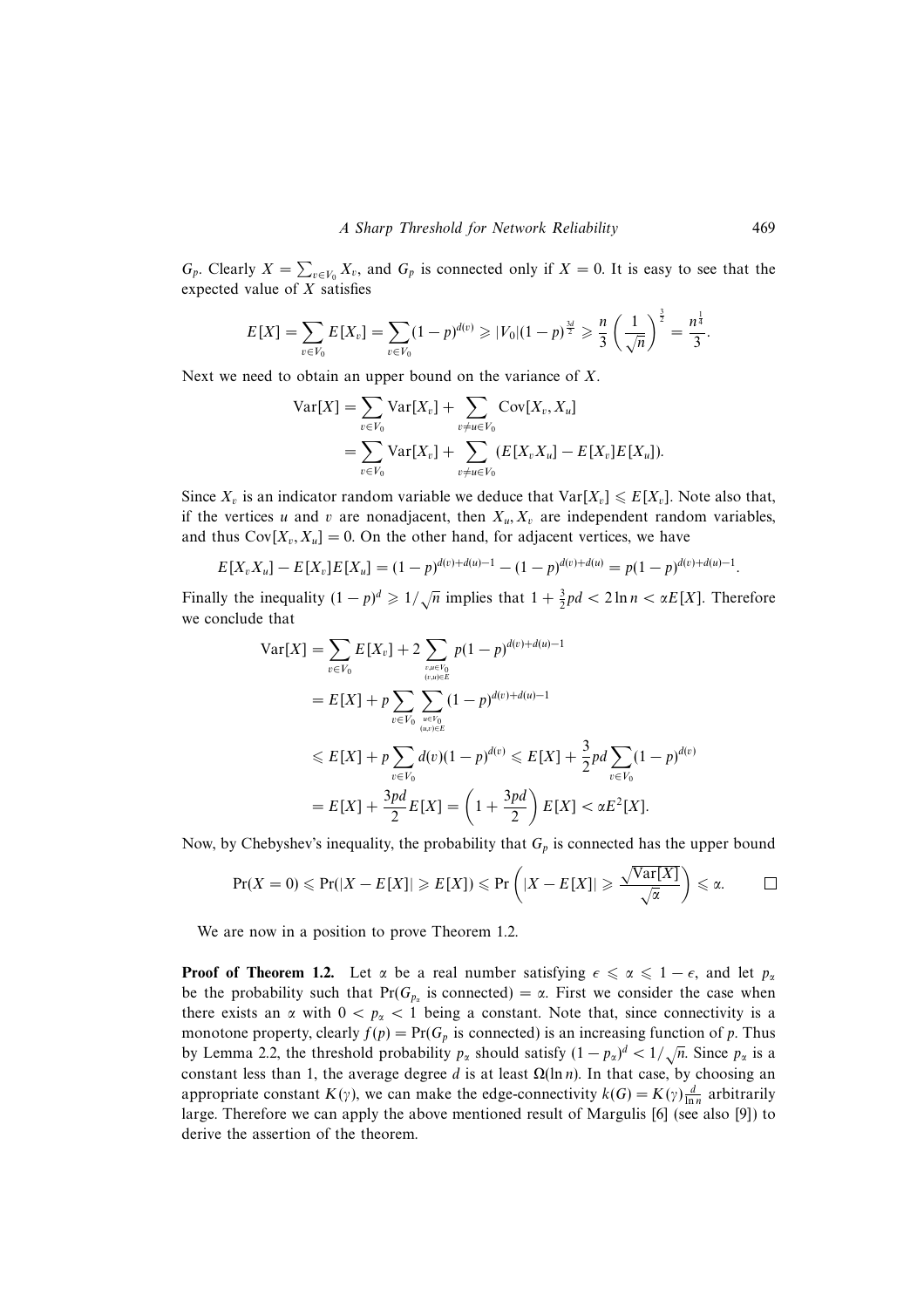$G_p$. Clearly $X = \sum_{v \in V_0} X_v$, and $G_p$ is connected only if $X = 0$. It is easy to see that the expected value of $X$ satisfies

$$E[X] = \sum_{v \in V_0} E[X_v] = \sum_{v \in V_0} (1-p)^{d(v)} \geqslant |V_0|(1-p)^{\frac{3d}{2}} \geqslant \frac{n}{3}\left(\frac{1}{\sqrt{n}}\right)^{\frac{3}{2}} = \frac{n^{\frac{1}{4}}}{3}.$$

Next we need to obtain an upper bound on the variance of $X$.

$$\begin{aligned}\operatorname{Var}[X] &= \sum_{v \in V_0} \operatorname{Var}[X_v] + \sum_{v \neq u \in V_0} \operatorname{Cov}[X_v, X_u] \\ &= \sum_{v \in V_0} \operatorname{Var}[X_v] + \sum_{v \neq u \in V_0} (E[X_v X_u] - E[X_v]E[X_u]).\end{aligned}$$

Since $X_v$ is an indicator random variable we deduce that $\operatorname{Var}[X_v] \leqslant E[X_v]$. Note also that, if the vertices $u$ and $v$ are nonadjacent, then $X_u, X_v$ are independent random variables, and thus $\operatorname{Cov}[X_v, X_u] = 0$. On the other hand, for adjacent vertices, we have

$$E[X_v X_u] - E[X_v]E[X_u] = (1-p)^{d(v)+d(u)-1} - (1-p)^{d(v)+d(u)} = p(1-p)^{d(v)+d(u)-1}.$$

Finally the inequality $(1-p)^d \geqslant 1/\sqrt{n}$ implies that $1 + \frac{3}{2}pd < 2\ln n < \alpha E[X]$. Therefore we conclude that

$$\begin{aligned}\operatorname{Var}[X] &= \sum_{v \in V_0} E[X_v] + 2 \sum_{\substack{v,u \in V_0 \\ (v,u) \in E}} p(1-p)^{d(v)+d(u)-1} \\ &= E[X] + p \sum_{v \in V_0} \sum_{\substack{u \in V_0 \\ (u,v) \in E}} (1-p)^{d(v)+d(u)-1} \\ &\leqslant E[X] + p \sum_{v \in V_0} d(v)(1-p)^{d(v)} \leqslant E[X] + \frac{3}{2}pd \sum_{v \in V_0} (1-p)^{d(v)} \\ &= E[X] + \frac{3pd}{2}E[X] = \left(1 + \frac{3pd}{2}\right)E[X] < \alpha E^2[X].\end{aligned}$$

Now, by Chebyshev's inequality, the probability that $G_p$ is connected has the upper bound

$$\Pr(X = 0) \leqslant \Pr(|X - E[X]| \geqslant E[X]) \leqslant \Pr\left(|X - E[X]| \geqslant \frac{\sqrt{\operatorname{Var}[X]}}{\sqrt{\alpha}}\right) \leqslant \alpha. \qquad \square$$

We are now in a position to prove Theorem 1.2.

**Proof of Theorem 1.2.** Let $\alpha$ be a real number satisfying $\epsilon \leqslant \alpha \leqslant 1 - \epsilon$, and let $p_\alpha$ be the probability such that $\Pr(G_{p_\alpha} \text{ is connected}) = \alpha$. First we consider the case when there exists an $\alpha$ with $0 < p_\alpha < 1$ being a constant. Note that, since connectivity is a monotone property, clearly $f(p) = \Pr(G_p \text{ is connected})$ is an increasing function of $p$. Thus by Lemma 2.2, the threshold probability $p_\alpha$ should satisfy $(1-p_\alpha)^d < 1/\sqrt{n}$. Since $p_\alpha$ is a constant less than 1, the average degree $d$ is at least $\Omega(\ln n)$. In that case, by choosing an appropriate constant $K(\gamma)$, we can make the edge-connectivity $k(G) = K(\gamma)\frac{d}{\ln n}$ arbitrarily large. Therefore we can apply the above mentioned result of Margulis [6] (see also [9]) to derive the assertion of the theorem.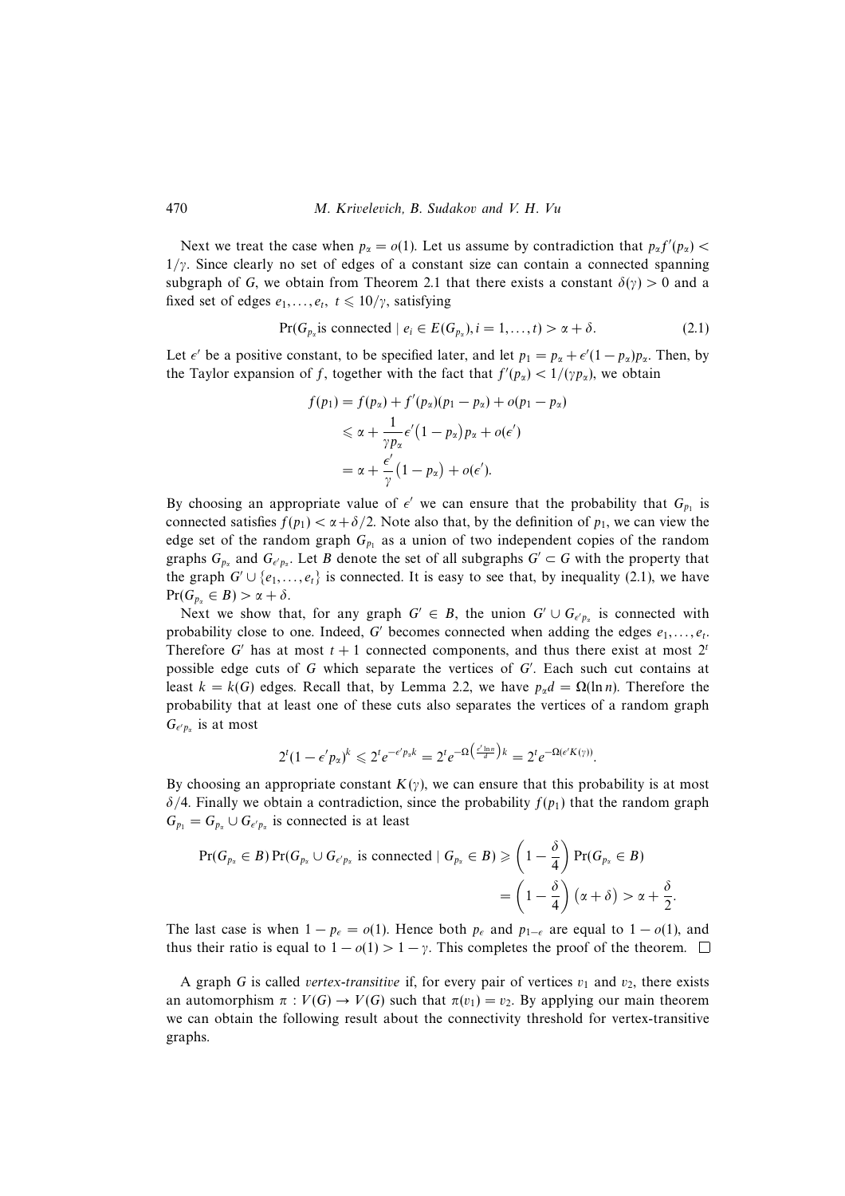Next we treat the case when $p_\alpha = o(1)$. Let us assume by contradiction that $p_\alpha f'(p_\alpha) < 1/\gamma$. Since clearly no set of edges of a constant size can contain a connected spanning subgraph of $G$, we obtain from Theorem 2.1 that there exists a constant $\delta(\gamma) > 0$ and a fixed set of edges $e_1, \dots, e_t$, $t \leqslant 10/\gamma$, satisfying

$$\Pr(G_{p_\alpha} \text{is connected} \mid e_i \in E(G_{p_\alpha}), i = 1, \dots, t) > \alpha + \delta. \tag{2.1}$$

Let $\epsilon'$ be a positive constant, to be specified later, and let $p_1 = p_\alpha + \epsilon'(1 - p_\alpha)p_\alpha$. Then, by the Taylor expansion of $f$, together with the fact that $f'(p_\alpha) < 1/(\gamma p_\alpha)$, we obtain

$$\begin{aligned}
f(p_1) &= f(p_\alpha) + f'(p_\alpha)(p_1 - p_\alpha) + o(p_1 - p_\alpha) \\
&\leqslant \alpha + \frac{1}{\gamma p_\alpha}\epsilon'\big(1 - p_\alpha\big)p_\alpha + o(\epsilon') \\
&= \alpha + \frac{\epsilon'}{\gamma}\big(1 - p_\alpha\big) + o(\epsilon').
\end{aligned}$$

By choosing an appropriate value of $\epsilon'$ we can ensure that the probability that $G_{p_1}$ is connected satisfies $f(p_1) < \alpha + \delta/2$. Note also that, by the definition of $p_1$, we can view the edge set of the random graph $G_{p_1}$ as a union of two independent copies of the random graphs $G_{p_\alpha}$ and $G_{\epsilon' p_\alpha}$. Let $B$ denote the set of all subgraphs $G' \subset G$ with the property that the graph $G' \cup \{e_1, \dots, e_t\}$ is connected. It is easy to see that, by inequality (2.1), we have $\Pr(G_{p_\alpha} \in B) > \alpha + \delta$.

Next we show that, for any graph $G' \in B$, the union $G' \cup G_{\epsilon' p_\alpha}$ is connected with probability close to one. Indeed, $G'$ becomes connected when adding the edges $e_1, \dots, e_t$. Therefore $G'$ has at most $t + 1$ connected components, and thus there exist at most $2^t$ possible edge cuts of $G$ which separate the vertices of $G'$. Each such cut contains at least $k = k(G)$ edges. Recall that, by Lemma 2.2, we have $p_\alpha d = \Omega(\ln n)$. Therefore the probability that at least one of these cuts also separates the vertices of a random graph $G_{\epsilon' p_\alpha}$ is at most

$$2^t(1 - \epsilon' p_\alpha)^k \leqslant 2^t e^{-\epsilon' p_\alpha k} = 2^t e^{-\Omega\left(\frac{\epsilon' \ln n}{d}\right)k} = 2^t e^{-\Omega(\epsilon' K(\gamma))}.$$

By choosing an appropriate constant $K(\gamma)$, we can ensure that this probability is at most $\delta/4$. Finally we obtain a contradiction, since the probability $f(p_1)$ that the random graph $G_{p_1} = G_{p_\alpha} \cup G_{\epsilon' p_\alpha}$ is connected is at least

$$\begin{aligned}
\Pr(G_{p_\alpha} \in B)\Pr(G_{p_\alpha} \cup G_{\epsilon' p_\alpha} \text{ is connected} \mid G_{p_\alpha} \in B) &\geqslant \left(1 - \frac{\delta}{4}\right)\Pr(G_{p_\alpha} \in B) \\
&= \left(1 - \frac{\delta}{4}\right)\big(\alpha + \delta\big) > \alpha + \frac{\delta}{2}.
\end{aligned}$$

The last case is when $1 - p_\epsilon = o(1)$. Hence both $p_\epsilon$ and $p_{1-\epsilon}$ are equal to $1 - o(1)$, and thus their ratio is equal to $1 - o(1) > 1 - \gamma$. This completes the proof of the theorem. $\square$

A graph $G$ is called *vertex-transitive* if, for every pair of vertices $v_1$ and $v_2$, there exists an automorphism $\pi : V(G) \to V(G)$ such that $\pi(v_1) = v_2$. By applying our main theorem we can obtain the following result about the connectivity threshold for vertex-transitive graphs.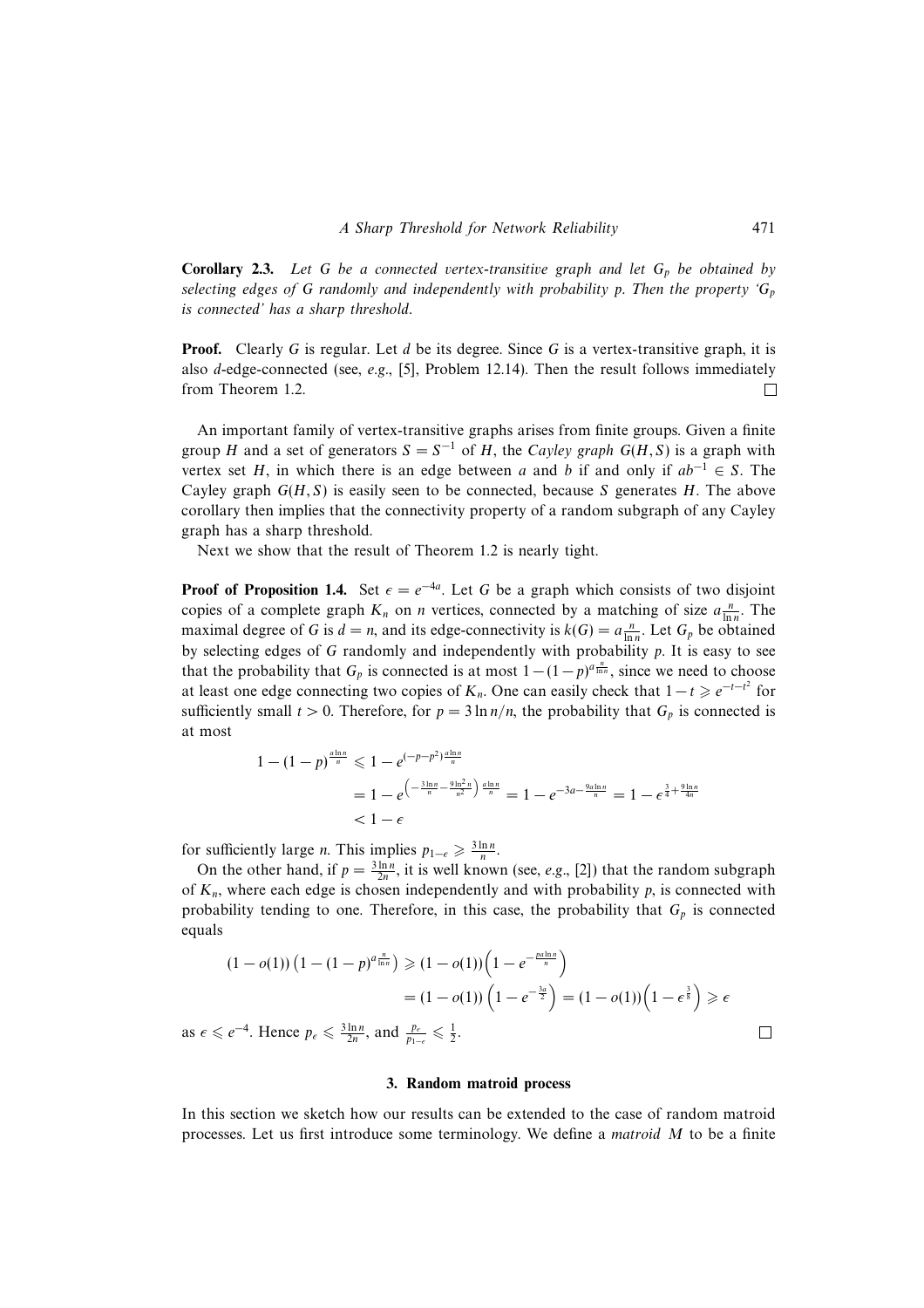**Corollary 2.3.** *Let $G$ be a connected vertex-transitive graph and let $G_p$ be obtained by selecting edges of $G$ randomly and independently with probability $p$. Then the property '$G_p$ is connected' has a sharp threshold.*

**Proof.** Clearly $G$ is regular. Let $d$ be its degree. Since $G$ is a vertex-transitive graph, it is also $d$-edge-connected (see, *e.g.*, [5], Problem 12.14). Then the result follows immediately from Theorem 1.2. □

An important family of vertex-transitive graphs arises from finite groups. Given a finite group $H$ and a set of generators $S = S^{-1}$ of $H$, the *Cayley graph* $G(H, S)$ is a graph with vertex set $H$, in which there is an edge between $a$ and $b$ if and only if $ab^{-1} \in S$. The Cayley graph $G(H, S)$ is easily seen to be connected, because $S$ generates $H$. The above corollary then implies that the connectivity property of a random subgraph of any Cayley graph has a sharp threshold.

Next we show that the result of Theorem 1.2 is nearly tight.

**Proof of Proposition 1.4.** Set $\epsilon = e^{-4a}$. Let $G$ be a graph which consists of two disjoint copies of a complete graph $K_n$ on $n$ vertices, connected by a matching of size $a\frac{n}{\ln n}$. The maximal degree of $G$ is $d = n$, and its edge-connectivity is $k(G) = a\frac{n}{\ln n}$. Let $G_p$ be obtained by selecting edges of $G$ randomly and independently with probability $p$. It is easy to see that the probability that $G_p$ is connected is at most $1-(1-p)^{a\frac{n}{\ln n}}$, since we need to choose at least one edge connecting two copies of $K_n$. One can easily check that $1 - t \geqslant e^{-t-t^2}$ for sufficiently small $t > 0$. Therefore, for $p = 3\ln n/n$, the probability that $G_p$ is connected is at most

$$
\begin{aligned}
1-(1-p)^{\frac{a\ln n}{n}} &\leqslant 1 - e^{(-p-p^2)\frac{a\ln n}{n}} \\
&= 1 - e^{\left(-\frac{3\ln n}{n} - \frac{9\ln^2 n}{n^2}\right)\frac{a\ln n}{n}} = 1 - e^{-3a - \frac{9a\ln n}{n}} = 1 - \epsilon^{\frac{3}{4} + \frac{9\ln n}{4n}} \\
&< 1 - \epsilon
\end{aligned}
$$

for sufficiently large $n$. This implies $p_{1-\epsilon} \geqslant \frac{3\ln n}{n}$.

On the other hand, if $p = \frac{3\ln n}{2n}$, it is well known (see, *e.g.*, [2]) that the random subgraph of $K_n$, where each edge is chosen independently and with probability $p$, is connected with probability tending to one. Therefore, in this case, the probability that $G_p$ is connected equals

$$
\begin{aligned}
(1-o(1))\left(1-(1-p)^{a\frac{n}{\ln n}}\right) &\geqslant (1-o(1))\left(1 - e^{-\frac{pa\ln n}{n}}\right) \\
&= (1-o(1))\left(1 - e^{-\frac{3a}{2}}\right) = (1-o(1))\left(1-\epsilon^{\frac{3}{8}}\right) \geqslant \epsilon
\end{aligned}
$$

as $\epsilon \leqslant e^{-4}$. Hence $p_\epsilon \leqslant \frac{3\ln n}{2n}$, and $\frac{p_\epsilon}{p_{1-\epsilon}} \leqslant \frac{1}{2}$. □

## 3. Random matroid process

In this section we sketch how our results can be extended to the case of random matroid processes. Let us first introduce some terminology. We define a *matroid* $M$ to be a finite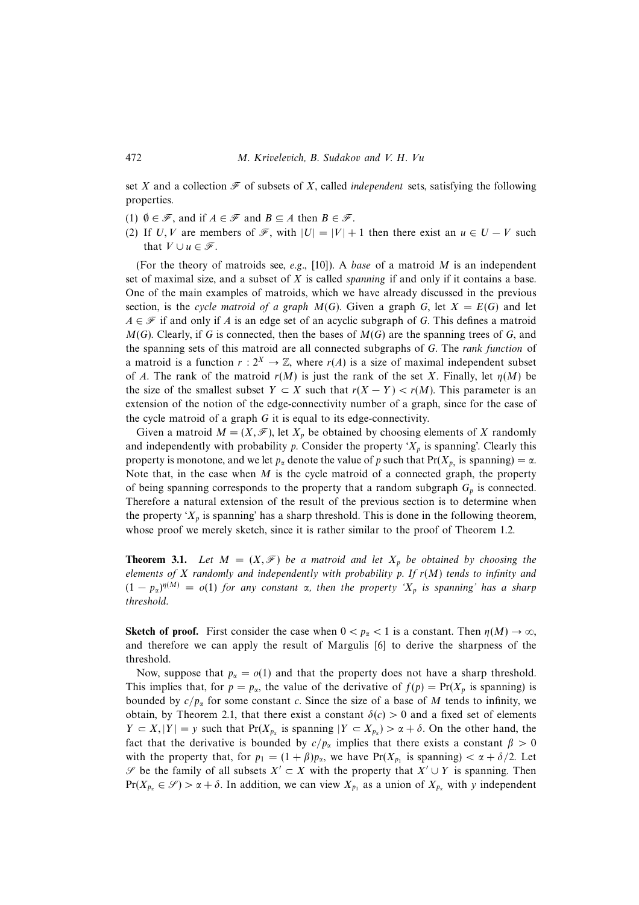set $X$ and a collection $\mathscr{F}$ of subsets of $X$, called *independent* sets, satisfying the following properties.

(1) $\emptyset \in \mathscr{F}$, and if $A \in \mathscr{F}$ and $B \subseteq A$ then $B \in \mathscr{F}$.

(2) If $U, V$ are members of $\mathscr{F}$, with $|U| = |V| + 1$ then there exist an $u \in U - V$ such that $V \cup u \in \mathscr{F}$.

(For the theory of matroids see, *e.g.*, [10]). A *base* of a matroid $M$ is an independent set of maximal size, and a subset of $X$ is called *spanning* if and only if it contains a base. One of the main examples of matroids, which we have already discussed in the previous section, is the *cycle matroid of a graph* $M(G)$. Given a graph $G$, let $X = E(G)$ and let $A \in \mathscr{F}$ if and only if $A$ is an edge set of an acyclic subgraph of $G$. This defines a matroid $M(G)$. Clearly, if $G$ is connected, then the bases of $M(G)$ are the spanning trees of $G$, and the spanning sets of this matroid are all connected subgraphs of $G$. The *rank function* of a matroid is a function $r : 2^X \to \mathbb{Z}$, where $r(A)$ is a size of maximal independent subset of $A$. The rank of the matroid $r(M)$ is just the rank of the set $X$. Finally, let $\eta(M)$ be the size of the smallest subset $Y \subset X$ such that $r(X - Y) < r(M)$. This parameter is an extension of the notion of the edge-connectivity number of a graph, since for the case of the cycle matroid of a graph $G$ it is equal to its edge-connectivity.

Given a matroid $M = (X, \mathscr{F})$, let $X_p$ be obtained by choosing elements of $X$ randomly and independently with probability $p$. Consider the property '$X_p$ is spanning'. Clearly this property is monotone, and we let $p_\alpha$ denote the value of $p$ such that $\Pr(X_{p_\alpha}$ is spanning$) = \alpha$. Note that, in the case when $M$ is the cycle matroid of a connected graph, the property of being spanning corresponds to the property that a random subgraph $G_p$ is connected. Therefore a natural extension of the result of the previous section is to determine when the property '$X_p$ is spanning' has a sharp threshold. This is done in the following theorem, whose proof we merely sketch, since it is rather similar to the proof of Theorem 1.2.

**Theorem 3.1.** *Let $M = (X, \mathscr{F})$ be a matroid and let $X_p$ be obtained by choosing the elements of $X$ randomly and independently with probability $p$. If $r(M)$ tends to infinity and $(1 - p_\alpha)^{\eta(M)} = o(1)$ for any constant $\alpha$, then the property '$X_p$ is spanning' has a sharp threshold.*

**Sketch of proof.** First consider the case when $0 < p_\alpha < 1$ is a constant. Then $\eta(M) \to \infty$, and therefore we can apply the result of Margulis [6] to derive the sharpness of the threshold.

Now, suppose that $p_\alpha = o(1)$ and that the property does not have a sharp threshold. This implies that, for $p = p_\alpha$, the value of the derivative of $f(p) = \Pr(X_p$ is spanning$)$ is bounded by $c/p_\alpha$ for some constant $c$. Since the size of a base of $M$ tends to infinity, we obtain, by Theorem 2.1, that there exist a constant $\delta(c) > 0$ and a fixed set of elements $Y \subset X, |Y| = y$ such that $\Pr(X_{p_\alpha}$ is spanning $|Y \subset X_{p_\alpha}) > \alpha + \delta$. On the other hand, the fact that the derivative is bounded by $c/p_\alpha$ implies that there exists a constant $\beta > 0$ with the property that, for $p_1 = (1 + \beta)p_\alpha$, we have $\Pr(X_{p_1}$ is spanning$) < \alpha + \delta/2$. Let $\mathscr{S}$ be the family of all subsets $X' \subset X$ with the property that $X' \cup Y$ is spanning. Then $\Pr(X_{p_\alpha} \in \mathscr{S}) > \alpha + \delta$. In addition, we can view $X_{p_1}$ as a union of $X_{p_\alpha}$ with $y$ independent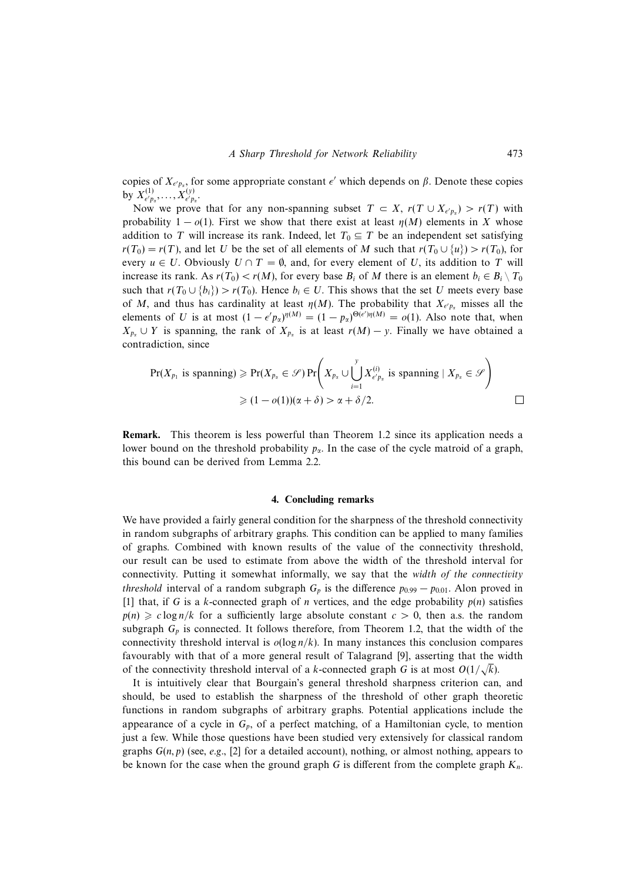copies of $X_{\epsilon' p_\alpha}$, for some appropriate constant $\epsilon'$ which depends on $\beta$. Denote these copies by $X^{(1)}_{\epsilon' p_\alpha}, \ldots, X^{(y)}_{\epsilon' p_\alpha}$.

Now we prove that for any non-spanning subset $T \subset X$, $r(T \cup X_{\epsilon' p_\alpha}) > r(T)$ with probability $1 - o(1)$. First we show that there exist at least $\eta(M)$ elements in $X$ whose addition to $T$ will increase its rank. Indeed, let $T_0 \subseteq T$ be an independent set satisfying $r(T_0) = r(T)$, and let $U$ be the set of all elements of $M$ such that $r(T_0 \cup \{u\}) > r(T_0)$, for every $u \in U$. Obviously $U \cap T = \emptyset$, and, for every element of $U$, its addition to $T$ will increase its rank. As $r(T_0) < r(M)$, for every base $B_i$ of $M$ there is an element $b_i \in B_i \setminus T_0$ such that $r(T_0 \cup \{b_i\}) > r(T_0)$. Hence $b_i \in U$. This shows that the set $U$ meets every base of $M$, and thus has cardinality at least $\eta(M)$. The probability that $X_{\epsilon' p_\alpha}$ misses all the elements of $U$ is at most $(1 - \epsilon' p_\alpha)^{\eta(M)} = (1 - p_\alpha)^{\Theta(\epsilon')\eta(M)} = o(1)$. Also note that, when $X_{p_\alpha} \cup Y$ is spanning, the rank of $X_{p_\alpha}$ is at least $r(M) - y$. Finally we have obtained a contradiction, since

$$\Pr(X_{p_1} \text{ is spanning}) \geqslant \Pr(X_{p_\alpha} \in \mathscr{S}) \Pr\left( X_{p_\alpha} \cup \bigcup_{i=1}^{y} X^{(i)}_{\epsilon' p_\alpha} \text{ is spanning} \mid X_{p_\alpha} \in \mathscr{S} \right)$$
$$\geqslant (1 - o(1))(\alpha + \delta) > \alpha + \delta/2. \qquad \square$$

**Remark.** This theorem is less powerful than Theorem 1.2 since its application needs a lower bound on the threshold probability $p_\alpha$. In the case of the cycle matroid of a graph, this bound can be derived from Lemma 2.2.

## 4. Concluding remarks

We have provided a fairly general condition for the sharpness of the threshold connectivity in random subgraphs of arbitrary graphs. This condition can be applied to many families of graphs. Combined with known results of the value of the connectivity threshold, our result can be used to estimate from above the width of the threshold interval for connectivity. Putting it somewhat informally, we say that the *width of the connectivity threshold* interval of a random subgraph $G_p$ is the difference $p_{0.99} - p_{0.01}$. Alon proved in [1] that, if $G$ is a $k$-connected graph of $n$ vertices, and the edge probability $p(n)$ satisfies $p(n) \geqslant c \log n/k$ for a sufficiently large absolute constant $c > 0$, then a.s. the random subgraph $G_p$ is connected. It follows therefore, from Theorem 1.2, that the width of the connectivity threshold interval is $o(\log n/k)$. In many instances this conclusion compares favourably with that of a more general result of Talagrand [9], asserting that the width of the connectivity threshold interval of a $k$-connected graph $G$ is at most $O(1/\sqrt{k})$.

It is intuitively clear that Bourgain's general threshold sharpness criterion can, and should, be used to establish the sharpness of the threshold of other graph theoretic functions in random subgraphs of arbitrary graphs. Potential applications include the appearance of a cycle in $G_p$, of a perfect matching, of a Hamiltonian cycle, to mention just a few. While those questions have been studied very extensively for classical random graphs $G(n, p)$ (see, *e.g.*, [2] for a detailed account), nothing, or almost nothing, appears to be known for the case when the ground graph $G$ is different from the complete graph $K_n$.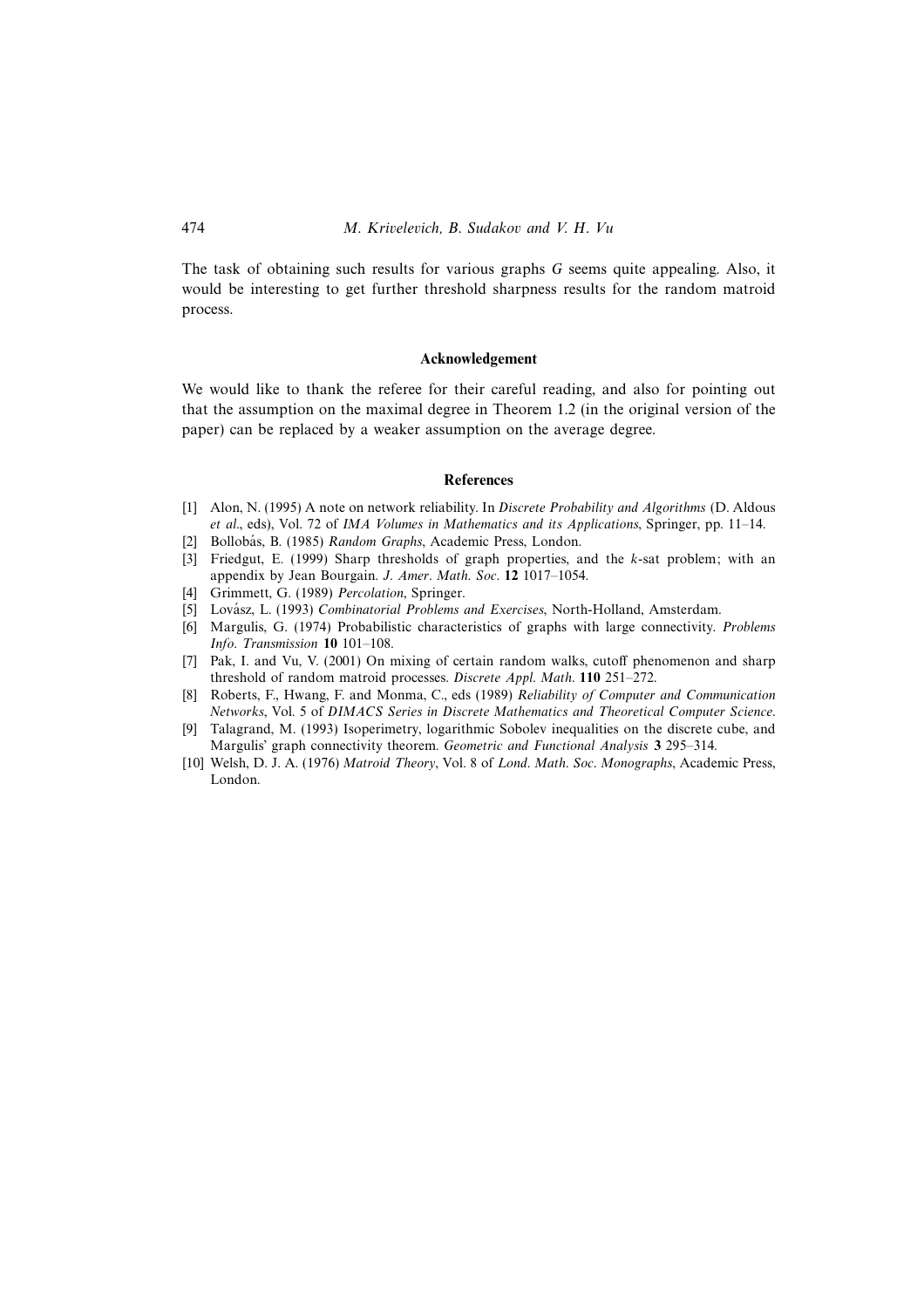The task of obtaining such results for various graphs $G$ seems quite appealing. Also, it would be interesting to get further threshold sharpness results for the random matroid process.

## Acknowledgement

We would like to thank the referee for their careful reading, and also for pointing out that the assumption on the maximal degree in Theorem 1.2 (in the original version of the paper) can be replaced by a weaker assumption on the average degree.

## References

[1] Alon, N. (1995) A note on network reliability. In *Discrete Probability and Algorithms* (D. Aldous *et al.*, eds), Vol. 72 of *IMA Volumes in Mathematics and its Applications*, Springer, pp. 11–14.

[2] Bollobás, B. (1985) *Random Graphs*, Academic Press, London.

[3] Friedgut, E. (1999) Sharp thresholds of graph properties, and the $k$-sat problem; with an appendix by Jean Bourgain. *J. Amer. Math. Soc.* **12** 1017–1054.

[4] Grimmett, G. (1989) *Percolation*, Springer.

[5] Lovász, L. (1993) *Combinatorial Problems and Exercises*, North-Holland, Amsterdam.

[6] Margulis, G. (1974) Probabilistic characteristics of graphs with large connectivity. *Problems Info. Transmission* **10** 101–108.

[7] Pak, I. and Vu, V. (2001) On mixing of certain random walks, cutoff phenomenon and sharp threshold of random matroid processes. *Discrete Appl. Math.* **110** 251–272.

[8] Roberts, F., Hwang, F. and Monma, C., eds (1989) *Reliability of Computer and Communication Networks*, Vol. 5 of *DIMACS Series in Discrete Mathematics and Theoretical Computer Science*.

[9] Talagrand, M. (1993) Isoperimetry, logarithmic Sobolev inequalities on the discrete cube, and Margulis' graph connectivity theorem. *Geometric and Functional Analysis* **3** 295–314.

[10] Welsh, D. J. A. (1976) *Matroid Theory*, Vol. 8 of *Lond. Math. Soc. Monographs*, Academic Press, London.